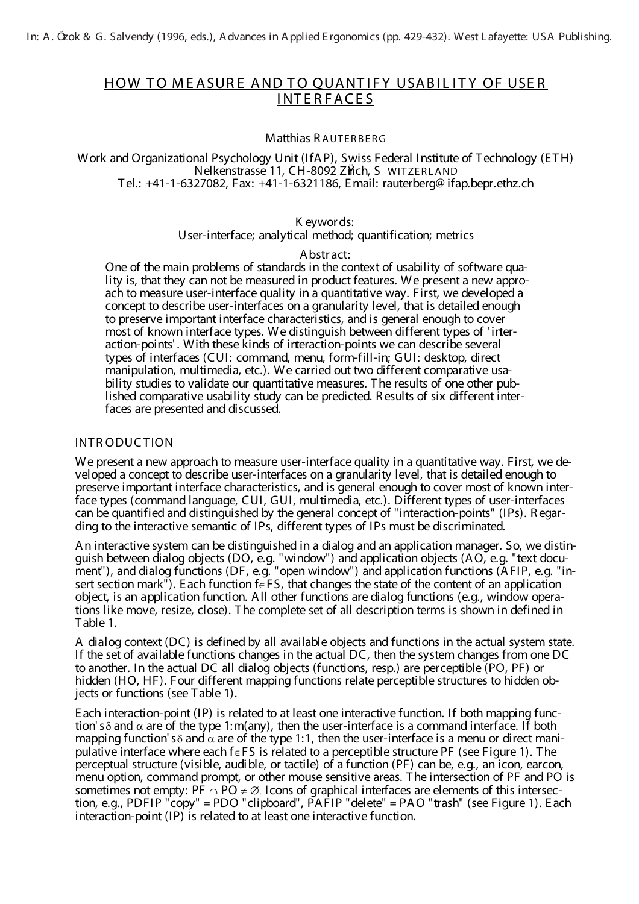In: A. Özok & G. Salvendy (1996, eds.), Advances in Applied Ergonomics (pp. 429-432). West Lafayette: USA Publishing.

# HOW TO MEASURE AND TO QUANTIFY USABILITY OF USER INTERFACES

Matthias RAUTERBERG

Work and Organizational Psychology Unit (IfAP), Swiss Federal Institute of Technology (ETH)
Nelkenstrasse 11, CH-8092 Zürich, SWITZERLAND
Tel.: +41-1-6327082, Fax: +41-1-6321186, Email: rauterberg@ifap.bepr.ethz.ch

Keywords:
User-interface; analytical method; quantification; metrics

Abstract:
One of the main problems of standards in the context of usability of software quality is, that they can not be measured in product features. We present a new approach to measure user-interface quality in a quantitative way. First, we developed a concept to describe user-interfaces on a granularity level, that is detailed enough to preserve important interface characteristics, and is general enough to cover most of known interface types. We distinguish between different types of 'interaction-points'. With these kinds of interaction-points we can describe several types of interfaces (CUI: command, menu, form-fill-in; GUI: desktop, direct manipulation, multimedia, etc.). We carried out two different comparative usability studies to validate our quantitative measures. The results of one other published comparative usability study can be predicted. Results of six different interfaces are presented and discussed.

## INTRODUCTION

We present a new approach to measure user-interface quality in a quantitative way. First, we developed a concept to describe user-interfaces on a granularity level, that is detailed enough to preserve important interface characteristics, and is general enough to cover most of known interface types (command language, CUI, GUI, multimedia, etc.). Different types of user-interfaces can be quantified and distinguished by the general concept of "interaction-points" (IPs). Regarding to the interactive semantic of IPs, different types of IPs must be discriminated.

An interactive system can be distinguished in a dialog and an application manager. So, we distinguish between dialog objects (DO, e.g. "window") and application objects (AO, e.g. "text document"), and dialog functions (DF, e.g. "open window") and application functions (AFIP, e.g. "insert section mark"). Each function $f \in FS$, that changes the state of the content of an application object, is an application function. All other functions are dialog functions (e.g., window operations like move, resize, close). The complete set of all description terms is shown in defined in Table 1.

A dialog context (DC) is defined by all available objects and functions in the actual system state. If the set of available functions changes in the actual DC, then the system changes from one DC to another. In the actual DC all dialog objects (functions, resp.) are perceptible (PO, PF) or hidden (HO, HF). Four different mapping functions relate perceptible structures to hidden objects or functions (see Table 1).

Each interaction-point (IP) is related to at least one interactive function. If both mapping function's $\delta$ and $\alpha$ are of the type 1:m(any), then the user-interface is a command interface. If both mapping function's $\delta$ and $\alpha$ are of the type 1:1, then the user-interface is a menu or direct manipulative interface where each $f \in FS$ is related to a perceptible structure PF (see Figure 1). The perceptual structure (visible, audible, or tactile) of a function (PF) can be, e.g., an icon, earcon, menu option, command prompt, or other mouse sensitive areas. The intersection of PF and PO is sometimes not empty: $PF \cap PO \neq \emptyset$. Icons of graphical interfaces are elements of this intersection, e.g., PDFIP "copy" $\equiv$ PDO "clipboard", PAFIP "delete" $\equiv$ PAO "trash" (see Figure 1). Each interaction-point (IP) is related to at least one interactive function.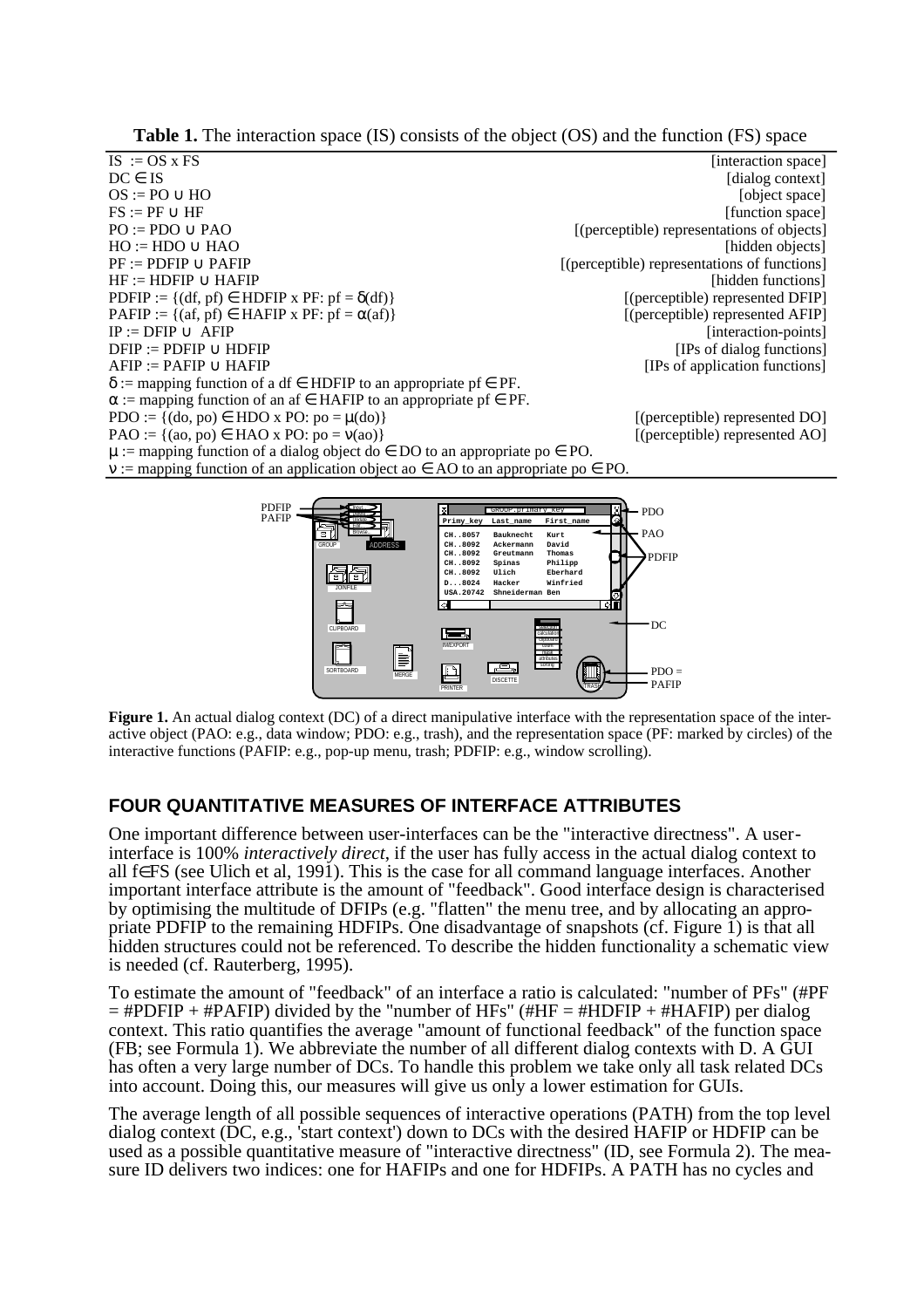**Table 1.** The interaction space (IS) consists of the object (OS) and the function (FS) space

| Definition | Description |
|---|---|
| $IS := OS \times FS$ | [interaction space] |
| $DC \in IS$ | [dialog context] |
| $OS := PO \cup HO$ | [object space] |
| $FS := PF \cup HF$ | [function space] |
| $PO := PDO \cup PAO$ | [(perceptible) representations of objects] |
| $HO := HDO \cup HAO$ | [hidden objects] |
| $PF := PDFIP \cup PAFIP$ | [(perceptible) representations of functions] |
| $HF := HDFIP \cup HAFIP$ | [hidden functions] |
| $PDFIP := \{(df, pf) \in HDFIP \times PF: pf = \delta(df)\}$ | [(perceptible) represented DFIP] |
| $PAFIP := \{(af, pf) \in HAFIP \times PF: pf = \alpha(af)\}$ | [(perceptible) represented AFIP] |
| $IP := DFIP \cup AFIP$ | [interaction-points] |
| $DFIP := PDFIP \cup HDFIP$ | [IPs of dialog functions] |
| $AFIP := PAFIP \cup HAFIP$ | [IPs of application functions] |
| $\delta :=$ mapping function of a $df \in HDFIP$ to an appropriate $pf \in PF$. | |
| $\alpha :=$ mapping function of an $af \in HAFIP$ to an appropriate $pf \in PF$. | |
| $PDO := \{(do, po) \in HDO \times PO: po = \mu(do)\}$ | [(perceptible) represented DO] |
| $PAO := \{(ao, po) \in HAO \times PO: po = \nu(ao)\}$ | [(perceptible) represented AO] |
| $\mu :=$ mapping function of a dialog object $do \in DO$ to an appropriate $po \in PO$. | |
| $\nu :=$ mapping function of an application object $ao \in AO$ to an appropriate $po \in PO$. | |

**Figure 1.** An actual dialog context (DC) of a direct manipulative interface with the representation space of the interactive object (PAO: e.g., data window; PDO: e.g., trash), and the representation space (PF: marked by circles) of the interactive functions (PAFIP: e.g., pop-up menu, trash; PDFIP: e.g., window scrolling).

## FOUR QUANTITATIVE MEASURES OF INTERFACE ATTRIBUTES

One important difference between user-interfaces can be the "interactive directness". A user-interface is 100% *interactively direct*, if the user has fully access in the actual dialog context to all $f \in FS$ (see Ulich et al, 1991). This is the case for all command language interfaces. Another important interface attribute is the amount of "feedback". Good interface design is characterised by optimising the multitude of DFIPs (e.g. "flatten" the menu tree, and by allocating an appropriate PDFIP to the remaining HDFIPs. One disadvantage of snapshots (cf. Figure 1) is that all hidden structures could not be referenced. To describe the hidden functionality a schematic view is needed (cf. Rauterberg, 1995).

To estimate the amount of "feedback" of an interface a ratio is calculated: "number of PFs" ($\#PF = \#PDFIP + \#PAFIP$) divided by the "number of HFs" ($\#HF = \#HDFIP + \#HAFIP$) per dialog context. This ratio quantifies the average "amount of functional feedback" of the function space (FB; see Formula 1). We abbreviate the number of all different dialog contexts with D. A GUI has often a very large number of DCs. To handle this problem we take only all task related DCs into account. Doing this, our measures will give us only a lower estimation for GUIs.

The average length of all possible sequences of interactive operations (PATH) from the top level dialog context (DC, e.g., 'start context') down to DCs with the desired HAFIP or HDFIP can be used as a possible quantitative measure of "interactive directness" (ID, see Formula 2). The measure ID delivers two indices: one for HAFIPs and one for HDFIPs. A PATH has no cycles and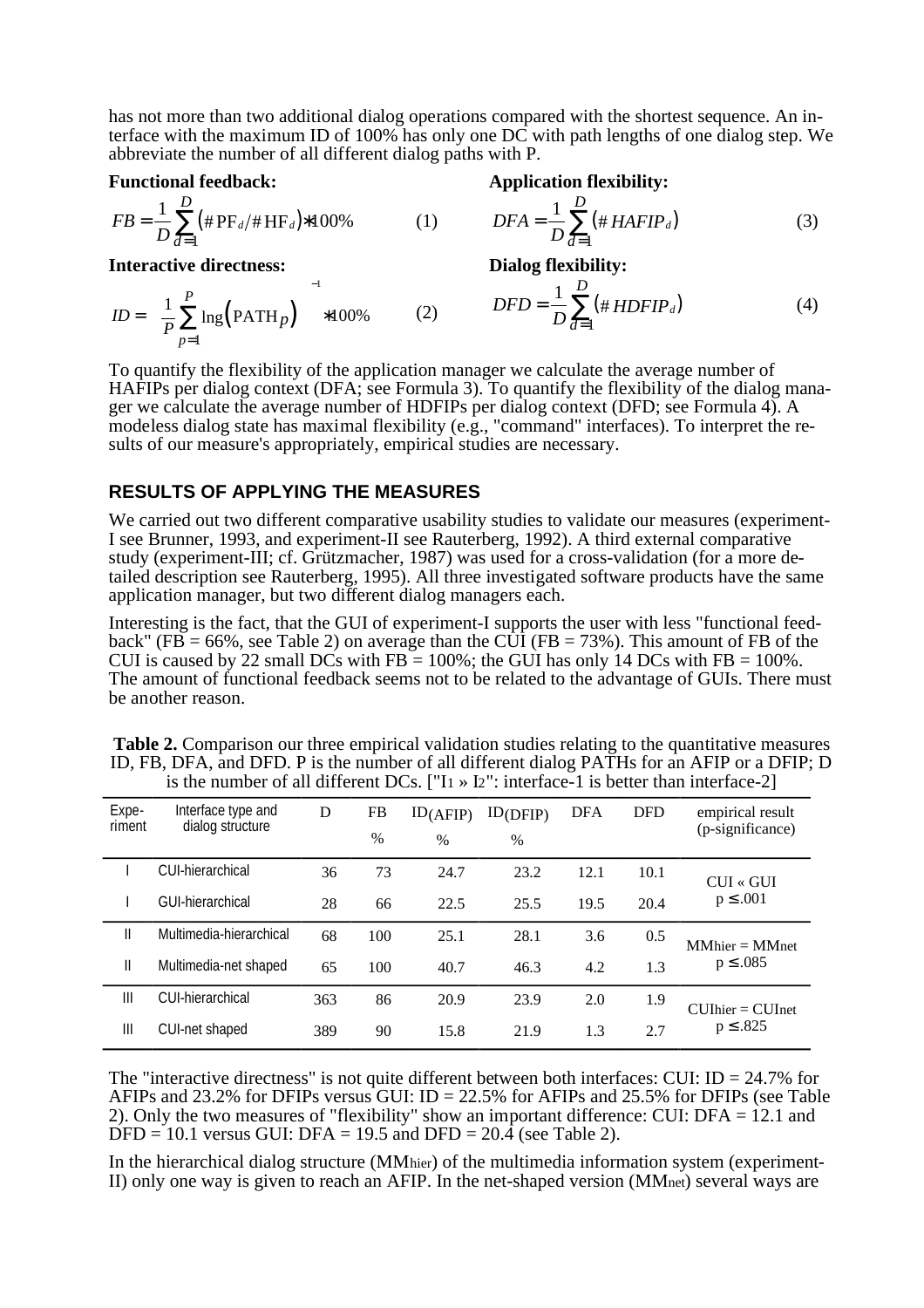has not more than two additional dialog operations compared with the shortest sequence. An interface with the maximum ID of 100% has only one DC with path lengths of one dialog step. We abbreviate the number of all different dialog paths with P.

**Functional feedback:**

$$FB = \frac{1}{D}\sum_{d=1}^{D}\left(\#\mathrm{PF}_d / \#\mathrm{HF}_d\right) * 100\% \qquad (1)$$

**Interactive directness:**

$$ID = \left(\frac{1}{P}\sum_{p=1}^{P}\mathrm{lng}\left(\mathrm{PATH}_p\right)\right)^{-1} * 100\% \qquad (2)$$

**Application flexibility:**

$$DFA = \frac{1}{D}\sum_{d=1}^{D}\left(\# HAFIP_d\right) \qquad (3)$$

**Dialog flexibility:**

$$DFD = \frac{1}{D}\sum_{d=1}^{D}\left(\# HDFIP_d\right) \qquad (4)$$

To quantify the flexibility of the application manager we calculate the average number of HAFIPs per dialog context (DFA; see Formula 3). To quantify the flexibility of the dialog manager we calculate the average number of HDFIPs per dialog context (DFD; see Formula 4). A modeless dialog state has maximal flexibility (e.g., "command" interfaces). To interpret the results of our measure's appropriately, empirical studies are necessary.

## RESULTS OF APPLYING THE MEASURES

We carried out two different comparative usability studies to validate our measures (experiment-I see Brunner, 1993, and experiment-II see Rauterberg, 1992). A third external comparative study (experiment-III; cf. Grützmacher, 1987) was used for a cross-validation (for a more detailed description see Rauterberg, 1995). All three investigated software products have the same application manager, but two different dialog managers each.

Interesting is the fact, that the GUI of experiment-I supports the user with less "functional feedback" (FB = 66%, see Table 2) on average than the CUI (FB = 73%). This amount of FB of the CUI is caused by 22 small DCs with FB = 100%; the GUI has only 14 DCs with FB = 100%. The amount of functional feedback seems not to be related to the advantage of GUIs. There must be another reason.

**Table 2.** Comparison our three empirical validation studies relating to the quantitative measures ID, FB, DFA, and DFD. P is the number of all different dialog PATHs for an AFIP or a DFIP; D is the number of all different DCs. ["$I_1 \gg I_2$": interface-1 is better than interface-2]

| Experiment | Interface type and dialog structure | D | FB % | ID(AFIP) % | ID(DFIP) % | DFA | DFD | empirical result (p-significance) |
|---|---|---|---|---|---|---|---|---|
| I | CUI-hierarchical | 36 | 73 | 24.7 | 23.2 | 12.1 | 10.1 | CUI « GUI |
| I | GUI-hierarchical | 28 | 66 | 22.5 | 25.5 | 19.5 | 20.4 | $p \leq .001$ |
| II | Multimedia-hierarchical | 68 | 100 | 25.1 | 28.1 | 3.6 | 0.5 | $MM_{hier} = MM_{net}$ |
| II | Multimedia-net shaped | 65 | 100 | 40.7 | 46.3 | 4.2 | 1.3 | $p \leq .085$ |
| III | CUI-hierarchical | 363 | 86 | 20.9 | 23.9 | 2.0 | 1.9 | $CUI_{hier} = CUI_{net}$ |
| III | CUI-net shaped | 389 | 90 | 15.8 | 21.9 | 1.3 | 2.7 | $p \leq .825$ |

The "interactive directness" is not quite different between both interfaces: CUI: ID = 24.7% for AFIPs and 23.2% for DFIPs versus GUI: ID = 22.5% for AFIPs and 25.5% for DFIPs (see Table 2). Only the two measures of "flexibility" show an important difference: CUI: DFA = 12.1 and DFD = 10.1 versus GUI: DFA = 19.5 and DFD = 20.4 (see Table 2).

In the hierarchical dialog structure ($MM_{hier}$) of the multimedia information system (experiment-II) only one way is given to reach an AFIP. In the net-shaped version ($MM_{net}$) several ways are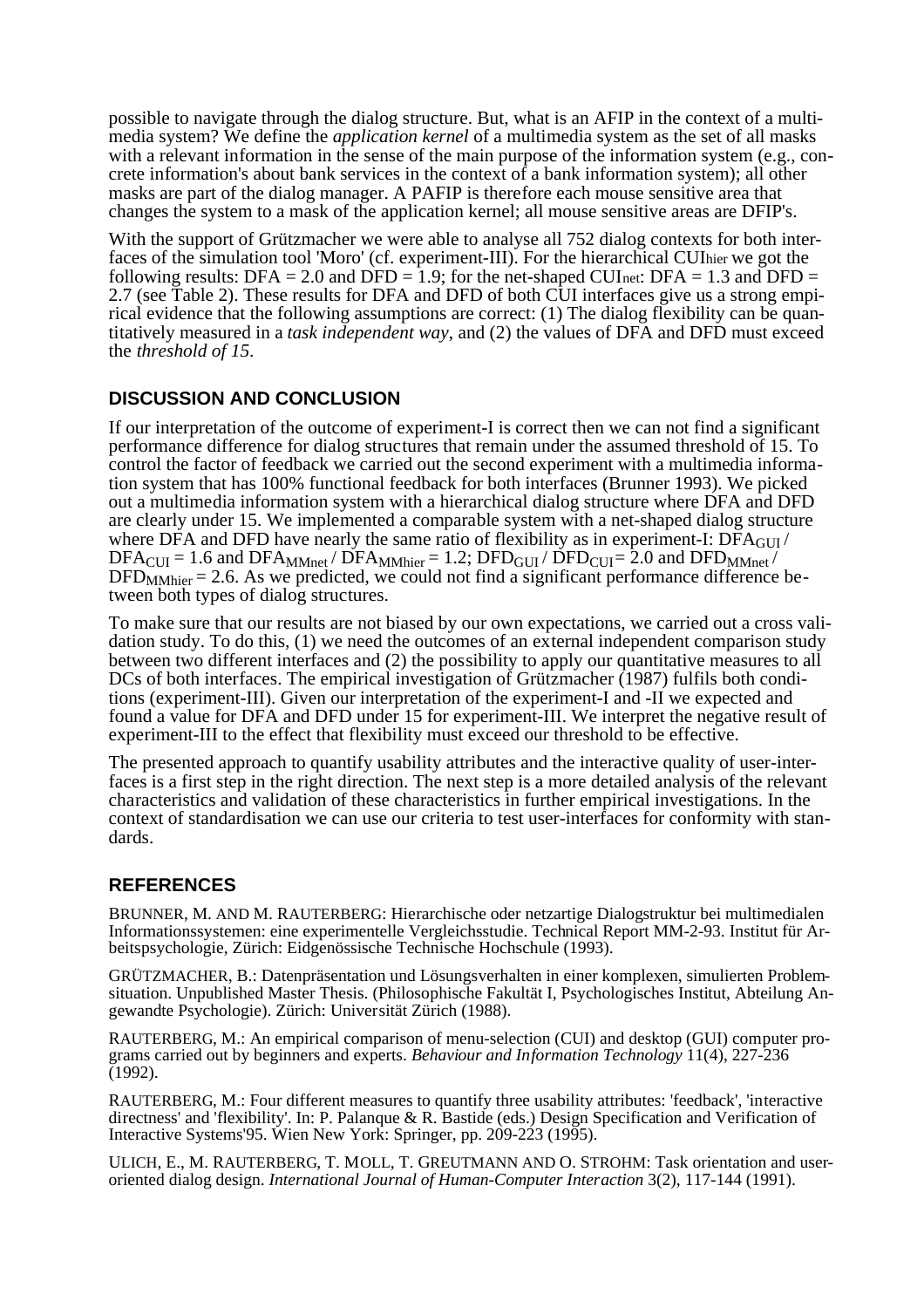possible to navigate through the dialog structure. But, what is an AFIP in the context of a multimedia system? We define the *application kernel* of a multimedia system as the set of all masks with a relevant information in the sense of the main purpose of the information system (e.g., concrete information's about bank services in the context of a bank information system); all other masks are part of the dialog manager. A PAFIP is therefore each mouse sensitive area that changes the system to a mask of the application kernel; all mouse sensitive areas are DFIP's.

With the support of Grützmacher we were able to analyse all 752 dialog contexts for both interfaces of the simulation tool 'Moro' (cf. experiment-III). For the hierarchical $CUI_{hier}$ we got the following results: DFA = 2.0 and DFD = 1.9; for the net-shaped $CUI_{net}$: DFA = 1.3 and DFD = 2.7 (see Table 2). These results for DFA and DFD of both CUI interfaces give us a strong empirical evidence that the following assumptions are correct: (1) The dialog flexibility can be quantitatively measured in a *task independent way*, and (2) the values of DFA and DFD must exceed the *threshold of 15*.

## DISCUSSION AND CONCLUSION

If our interpretation of the outcome of experiment-I is correct then we can not find a significant performance difference for dialog structures that remain under the assumed threshold of 15. To control the factor of feedback we carried out the second experiment with a multimedia information system that has 100% functional feedback for both interfaces (Brunner 1993). We picked out a multimedia information system with a hierarchical dialog structure where DFA and DFD are clearly under 15. We implemented a comparable system with a net-shaped dialog structure where DFA and DFD have nearly the same ratio of flexibility as in experiment-I: $DFA_{GUI} / DFA_{CUI} = 1.6$ and $DFA_{MMnet} / DFA_{MMhier} = 1.2$; $DFD_{GUI} / DFD_{CUI} = 2.0$ and $DFD_{MMnet} / DFD_{MMhier} = 2.6$. As we predicted, we could not find a significant performance difference between both types of dialog structures.

To make sure that our results are not biased by our own expectations, we carried out a cross validation study. To do this, (1) we need the outcomes of an external independent comparison study between two different interfaces and (2) the possibility to apply our quantitative measures to all DCs of both interfaces. The empirical investigation of Grützmacher (1987) fulfils both conditions (experiment-III). Given our interpretation of the experiment-I and -II we expected and found a value for DFA and DFD under 15 for experiment-III. We interpret the negative result of experiment-III to the effect that flexibility must exceed our threshold to be effective.

The presented approach to quantify usability attributes and the interactive quality of user-interfaces is a first step in the right direction. The next step is a more detailed analysis of the relevant characteristics and validation of these characteristics in further empirical investigations. In the context of standardisation we can use our criteria to test user-interfaces for conformity with standards.

## REFERENCES

BRUNNER, M. AND M. RAUTERBERG: Hierarchische oder netzartige Dialogstruktur bei multimedialen Informationssystemen: eine experimentelle Vergleichsstudie. Technical Report MM-2-93. Institut für Arbeitspsychologie, Zürich: Eidgenössische Technische Hochschule (1993).

GRÜTZMACHER, B.: Datenpräsentation und Lösungsverhalten in einer komplexen, simulierten Problemsituation. Unpublished Master Thesis. (Philosophische Fakultät I, Psychologisches Institut, Abteilung Angewandte Psychologie). Zürich: Universität Zürich (1988).

RAUTERBERG, M.: An empirical comparison of menu-selection (CUI) and desktop (GUI) computer programs carried out by beginners and experts. *Behaviour and Information Technology* 11(4), 227-236 (1992).

RAUTERBERG, M.: Four different measures to quantify three usability attributes: 'feedback', 'interactive directness' and 'flexibility'. In: P. Palanque & R. Bastide (eds.) Design Specification and Verification of Interactive Systems'95. Wien New York: Springer, pp. 209-223 (1995).

ULICH, E., M. RAUTERBERG, T. MOLL, T. GREUTMANN AND O. STROHM: Task orientation and user-oriented dialog design. *International Journal of Human-Computer Interaction* 3(2), 117-144 (1991).